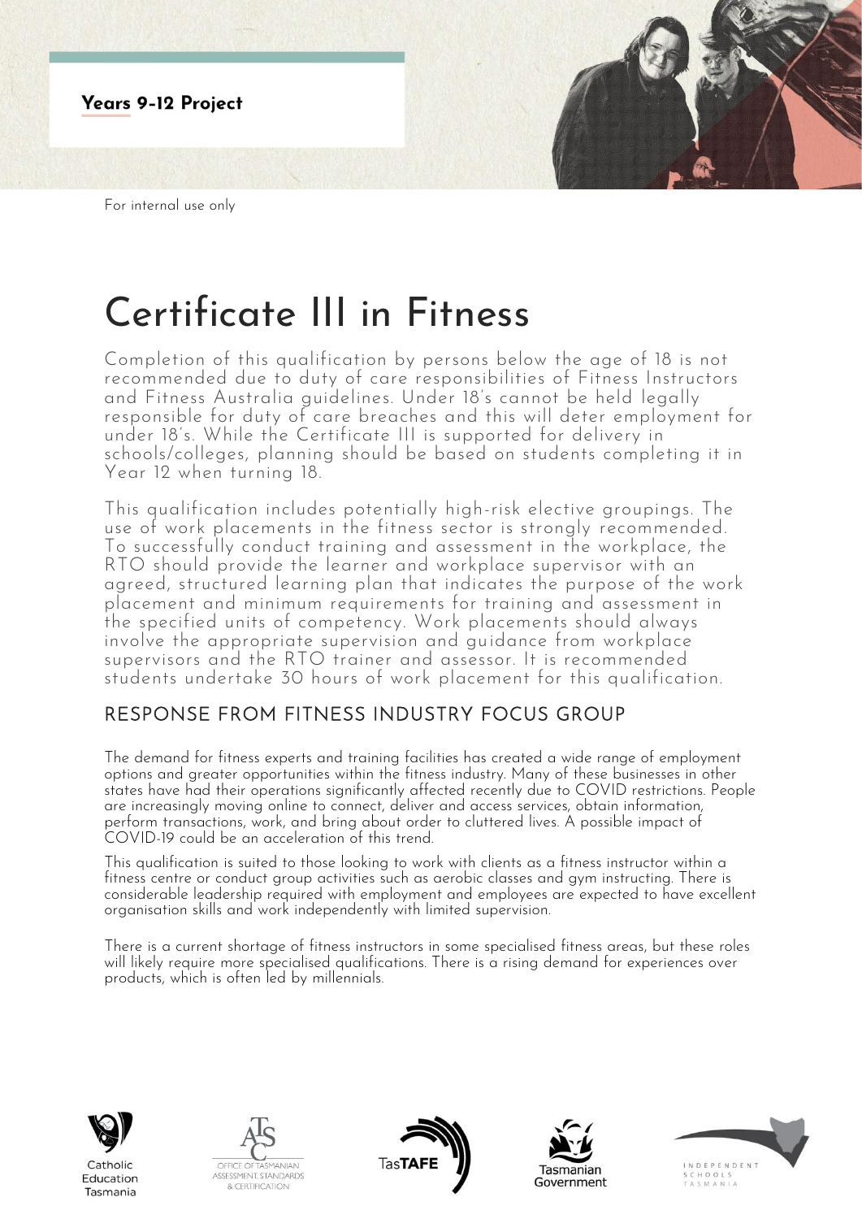**Years 9-12 Project**

For internal use only

# Certificate III in Fitness

Completion of this qualification by persons below the age of 18 is not recommended due to duty of care responsibilities of Fitness Instructors and Fitness Australia guidelines. Under 18's cannot be held legally responsible for duty of care breaches and this will deter employment for under 18's. While the Certificate III is supported for delivery in schools/colleges, planning should be based on students completing it in Year 12 when turning 18.

This qualification includes potentially high-risk elective groupings. The use of work placements in the fitness sector is strongly recommended. To successfully conduct training and assessment in the workplace, the RTO should provide the learner and workplace supervisor with an agreed, structured learning plan that indicates the purpose of the work placement and minimum requirements for training and assessment in the specified units of competency. Work placements should always involve the appropriate supervision and guidance from workplace supervisors and the RTO trainer and assessor. It is recommended students undertake 30 hours of work placement for this qualification.

## RESPONSE FROM FITNESS INDUSTRY FOCUS GROUP

The demand for fitness experts and training facilities has created a wide range of employment options and greater opportunities within the fitness industry. Many of these businesses in other states have had their operations significantly affected recently due to COVID restrictions. People are increasingly moving online to connect, deliver and access services, obtain information, perform transactions, work, and bring about order to cluttered lives. A possible impact of COVID-19 could be an acceleration of this trend.

This qualification is suited to those looking to work with clients as a fitness instructor within a fitness centre or conduct group activities such as aerobic classes and gym instructing. There is considerable leadership required with employment and employees are expected to have excellent organisation skills and work independently with limited supervision.

There is a current shortage of fitness instructors in some specialised fitness areas, but these roles will likely require more specialised qualifications. There is a rising demand for experiences over products, which is often led by millennials.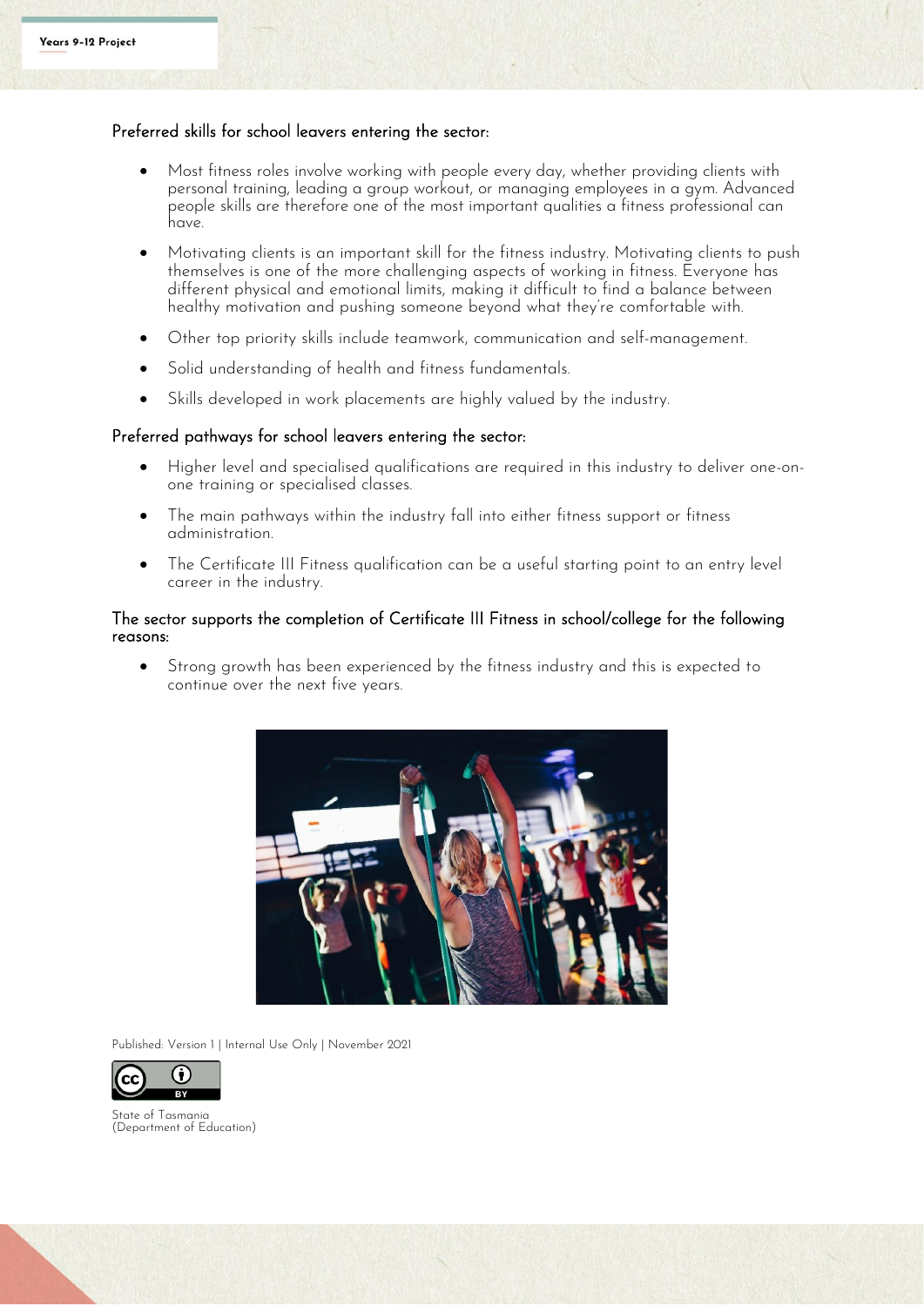### Preferred skills for school leavers entering the sector:

- Most fitness roles involve working with people every day, whether providing clients with personal training, leading a group workout, or managing employees in a gym. Advanced people skills are therefore one of the most important qualities a fitness professional can have.
- Motivating clients is an important skill for the fitness industry. Motivating clients to push themselves is one of the more challenging aspects of working in fitness. Everyone has different physical and emotional limits, making it difficult to find a balance between healthy motivation and pushing someone beyond what they're comfortable with.
- Other top priority skills include teamwork, communication and self-management.
- Solid understanding of health and fitness fundamentals.
- Skills developed in work placements are highly valued by the industry.

### Preferred pathways for school leavers entering the sector:

- Higher level and specialised qualifications are required in this industry to deliver one-on-one training or specialised classes.
- The main pathways within the industry fall into either fitness support or fitness administration.
- The Certificate III Fitness qualification can be a useful starting point to an entry level career in the industry.

### The sector supports the completion of Certificate III Fitness in school/college for the following reasons:

- Strong growth has been experienced by the fitness industry and this is expected to continue over the next five years.

Published: Version 1 | Internal Use Only | November 2021

State of Tasmania
(Department of Education)